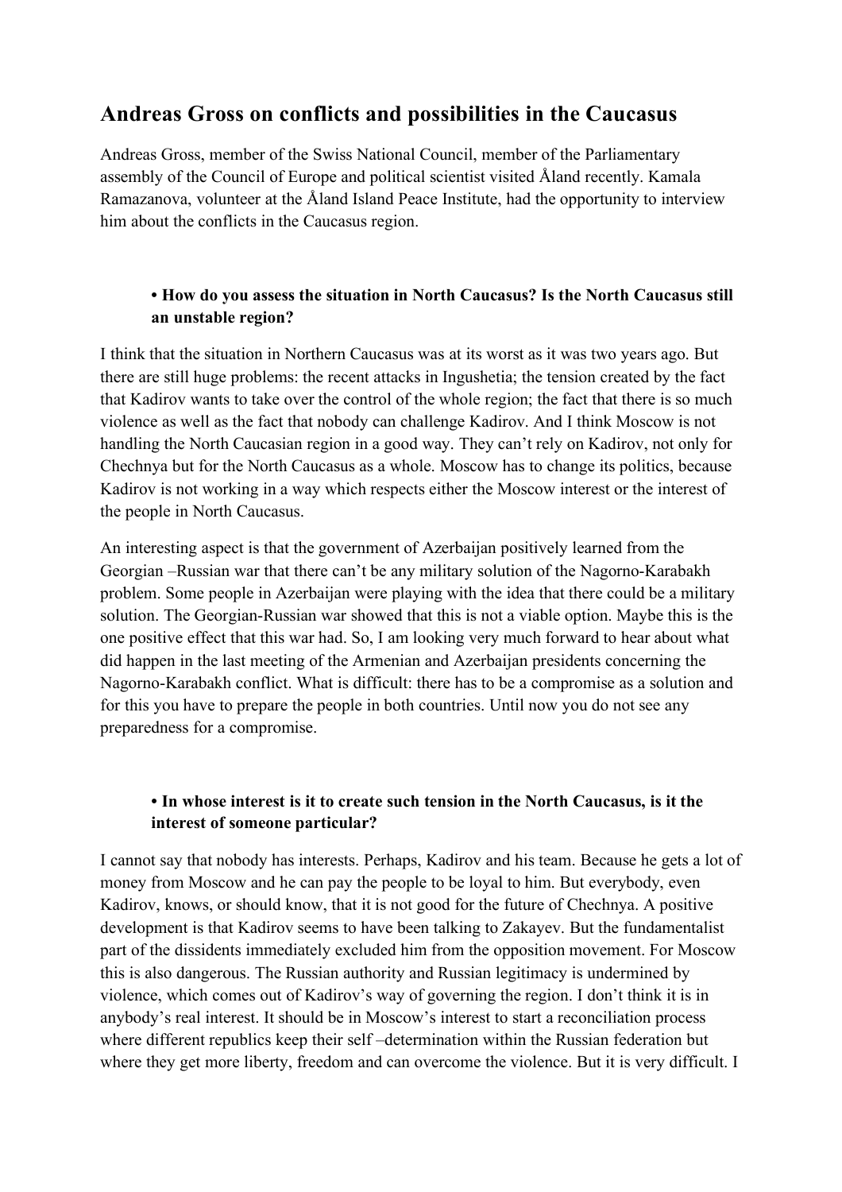# Andreas Gross on conflicts and possibilities in the Caucasus

Andreas Gross, member of the Swiss National Council, member of the Parliamentary assembly of the Council of Europe and political scientist visited Åland recently. Kamala Ramazanova, volunteer at the Åland Island Peace Institute, had the opportunity to interview him about the conflicts in the Caucasus region.

- **How do you assess the situation in North Caucasus? Is the North Caucasus still an unstable region?**

I think that the situation in Northern Caucasus was at its worst as it was two years ago. But there are still huge problems: the recent attacks in Ingushetia; the tension created by the fact that Kadirov wants to take over the control of the whole region; the fact that there is so much violence as well as the fact that nobody can challenge Kadirov. And I think Moscow is not handling the North Caucasian region in a good way. They can't rely on Kadirov, not only for Chechnya but for the North Caucasus as a whole. Moscow has to change its politics, because Kadirov is not working in a way which respects either the Moscow interest or the interest of the people in North Caucasus.

An interesting aspect is that the government of Azerbaijan positively learned from the Georgian –Russian war that there can't be any military solution of the Nagorno-Karabakh problem. Some people in Azerbaijan were playing with the idea that there could be a military solution. The Georgian-Russian war showed that this is not a viable option. Maybe this is the one positive effect that this war had. So, I am looking very much forward to hear about what did happen in the last meeting of the Armenian and Azerbaijan presidents concerning the Nagorno-Karabakh conflict. What is difficult: there has to be a compromise as a solution and for this you have to prepare the people in both countries. Until now you do not see any preparedness for a compromise.

- **In whose interest is it to create such tension in the North Caucasus, is it the interest of someone particular?**

I cannot say that nobody has interests. Perhaps, Kadirov and his team. Because he gets a lot of money from Moscow and he can pay the people to be loyal to him. But everybody, even Kadirov, knows, or should know, that it is not good for the future of Chechnya. A positive development is that Kadirov seems to have been talking to Zakayev. But the fundamentalist part of the dissidents immediately excluded him from the opposition movement. For Moscow this is also dangerous. The Russian authority and Russian legitimacy is undermined by violence, which comes out of Kadirov's way of governing the region. I don't think it is in anybody's real interest. It should be in Moscow's interest to start a reconciliation process where different republics keep their self –determination within the Russian federation but where they get more liberty, freedom and can overcome the violence. But it is very difficult. I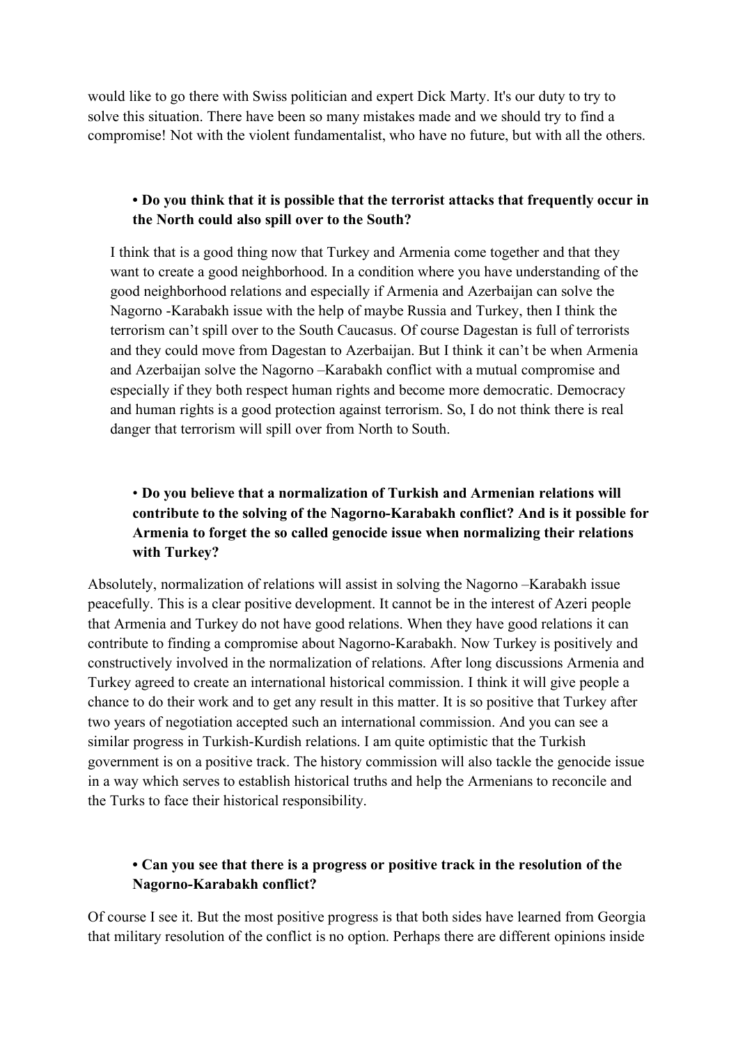would like to go there with Swiss politician and expert Dick Marty. It's our duty to try to solve this situation. There have been so many mistakes made and we should try to find a compromise! Not with the violent fundamentalist, who have no future, but with all the others.

- **Do you think that it is possible that the terrorist attacks that frequently occur in the North could also spill over to the South?**

I think that is a good thing now that Turkey and Armenia come together and that they want to create a good neighborhood. In a condition where you have understanding of the good neighborhood relations and especially if Armenia and Azerbaijan can solve the Nagorno -Karabakh issue with the help of maybe Russia and Turkey, then I think the terrorism can't spill over to the South Caucasus. Of course Dagestan is full of terrorists and they could move from Dagestan to Azerbaijan. But I think it can't be when Armenia and Azerbaijan solve the Nagorno –Karabakh conflict with a mutual compromise and especially if they both respect human rights and become more democratic. Democracy and human rights is a good protection against terrorism. So, I do not think there is real danger that terrorism will spill over from North to South.

- **Do you believe that a normalization of Turkish and Armenian relations will contribute to the solving of the Nagorno-Karabakh conflict? And is it possible for Armenia to forget the so called genocide issue when normalizing their relations with Turkey?**

Absolutely, normalization of relations will assist in solving the Nagorno –Karabakh issue peacefully. This is a clear positive development. It cannot be in the interest of Azeri people that Armenia and Turkey do not have good relations. When they have good relations it can contribute to finding a compromise about Nagorno-Karabakh. Now Turkey is positively and constructively involved in the normalization of relations. After long discussions Armenia and Turkey agreed to create an international historical commission. I think it will give people a chance to do their work and to get any result in this matter. It is so positive that Turkey after two years of negotiation accepted such an international commission. And you can see a similar progress in Turkish-Kurdish relations. I am quite optimistic that the Turkish government is on a positive track. The history commission will also tackle the genocide issue in a way which serves to establish historical truths and help the Armenians to reconcile and the Turks to face their historical responsibility.

- **Can you see that there is a progress or positive track in the resolution of the Nagorno-Karabakh conflict?**

Of course I see it. But the most positive progress is that both sides have learned from Georgia that military resolution of the conflict is no option. Perhaps there are different opinions inside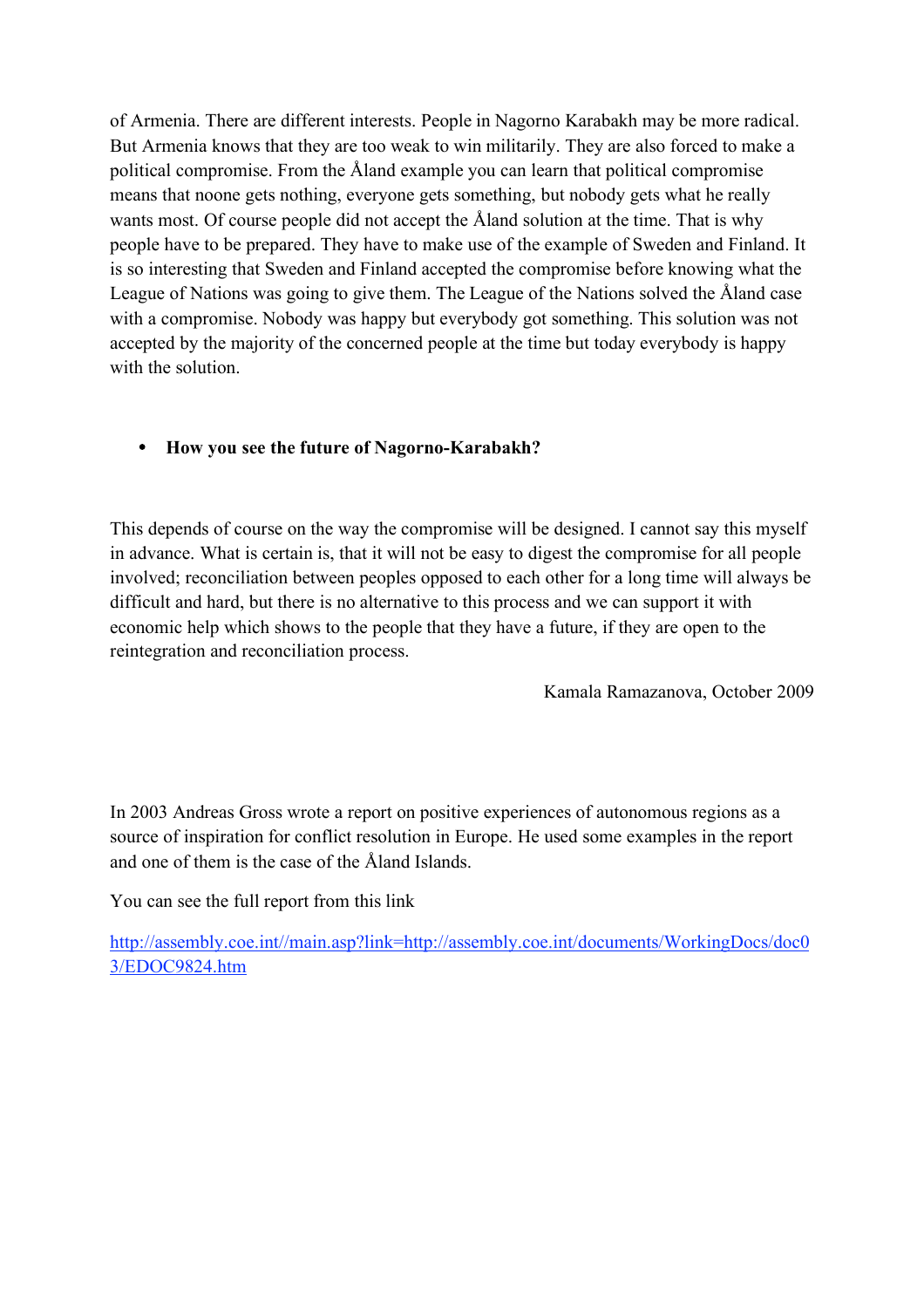of Armenia. There are different interests. People in Nagorno Karabakh may be more radical. But Armenia knows that they are too weak to win militarily. They are also forced to make a political compromise. From the Åland example you can learn that political compromise means that noone gets nothing, everyone gets something, but nobody gets what he really wants most. Of course people did not accept the Åland solution at the time. That is why people have to be prepared. They have to make use of the example of Sweden and Finland. It is so interesting that Sweden and Finland accepted the compromise before knowing what the League of Nations was going to give them. The League of the Nations solved the Åland case with a compromise. Nobody was happy but everybody got something. This solution was not accepted by the majority of the concerned people at the time but today everybody is happy with the solution.

- **How you see the future of Nagorno-Karabakh?**

This depends of course on the way the compromise will be designed. I cannot say this myself in advance. What is certain is, that it will not be easy to digest the compromise for all people involved; reconciliation between peoples opposed to each other for a long time will always be difficult and hard, but there is no alternative to this process and we can support it with economic help which shows to the people that they have a future, if they are open to the reintegration and reconciliation process.

Kamala Ramazanova, October 2009

In 2003 Andreas Gross wrote a report on positive experiences of autonomous regions as a source of inspiration for conflict resolution in Europe. He used some examples in the report and one of them is the case of the Åland Islands.

You can see the full report from this link

http://assembly.coe.int//main.asp?link=http://assembly.coe.int/documents/WorkingDocs/doc03/EDOC9824.htm